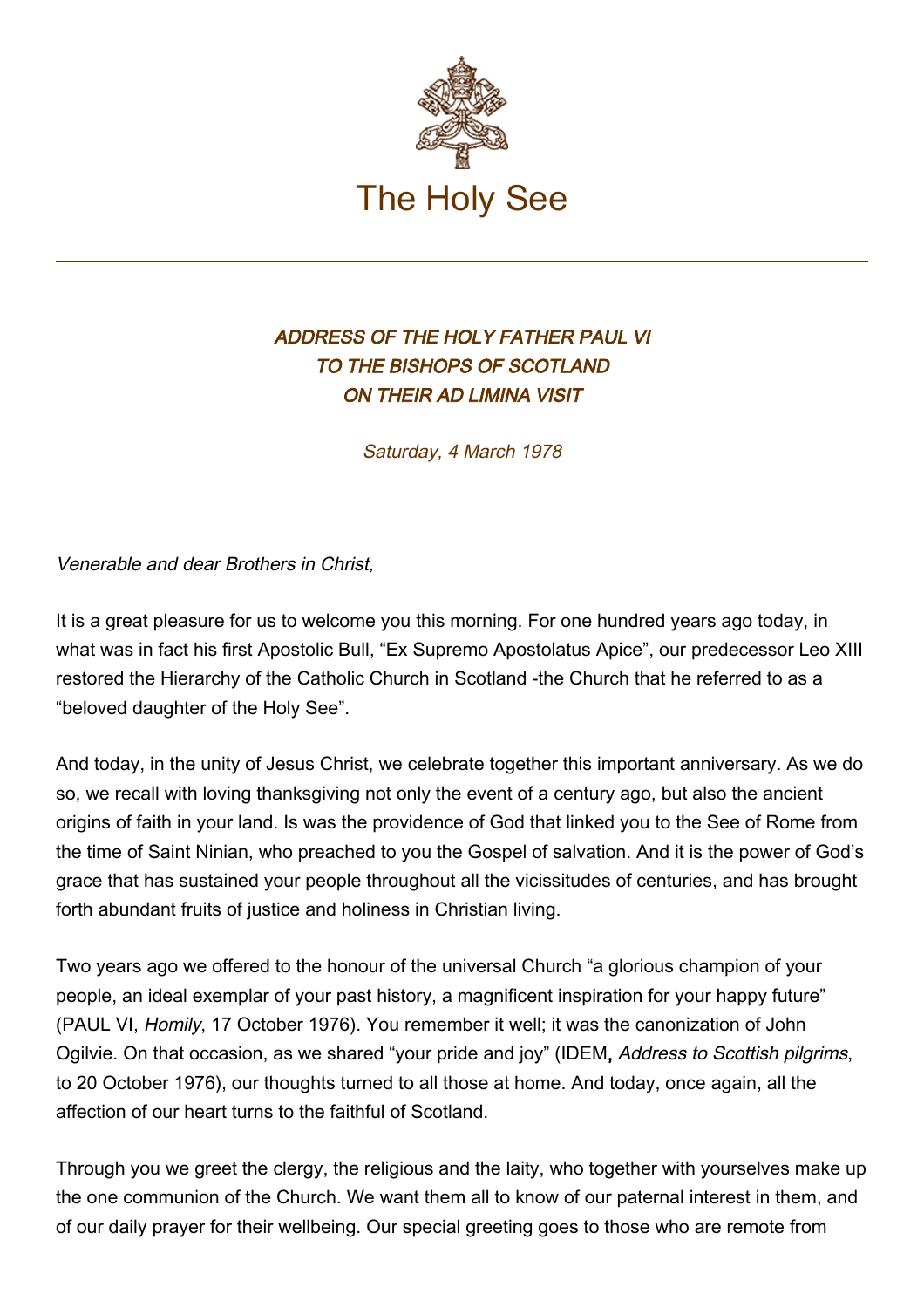# The Holy See

### *ADDRESS OF THE HOLY FATHER PAUL VI TO THE BISHOPS OF SCOTLAND ON THEIR AD LIMINA VISIT*

*Saturday, 4 March 1978*

*Venerable and dear Brothers in Christ,*

It is a great pleasure for us to welcome you this morning. For one hundred years ago today, in what was in fact his first Apostolic Bull, “Ex Supremo Apostolatus Apice”, our predecessor Leo XIII restored the Hierarchy of the Catholic Church in Scotland -the Church that he referred to as a “beloved daughter of the Holy See”.

And today, in the unity of Jesus Christ, we celebrate together this important anniversary. As we do so, we recall with loving thanksgiving not only the event of a century ago, but also the ancient origins of faith in your land. Is was the providence of God that linked you to the See of Rome from the time of Saint Ninian, who preached to you the Gospel of salvation. And it is the power of God’s grace that has sustained your people throughout all the vicissitudes of centuries, and has brought forth abundant fruits of justice and holiness in Christian living.

Two years ago we offered to the honour of the universal Church “a glorious champion of your people, an ideal exemplar of your past history, a magnificent inspiration for your happy future” (PAUL VI, *Homily*, 17 October 1976). You remember it well; it was the canonization of John Ogilvie. On that occasion, as we shared “your pride and joy” (IDEM**,** *Address to Scottish pilgrims*, to 20 October 1976), our thoughts turned to all those at home. And today, once again, all the affection of our heart turns to the faithful of Scotland.

Through you we greet the clergy, the religious and the laity, who together with yourselves make up the one communion of the Church. We want them all to know of our paternal interest in them, and of our daily prayer for their wellbeing. Our special greeting goes to those who are remote from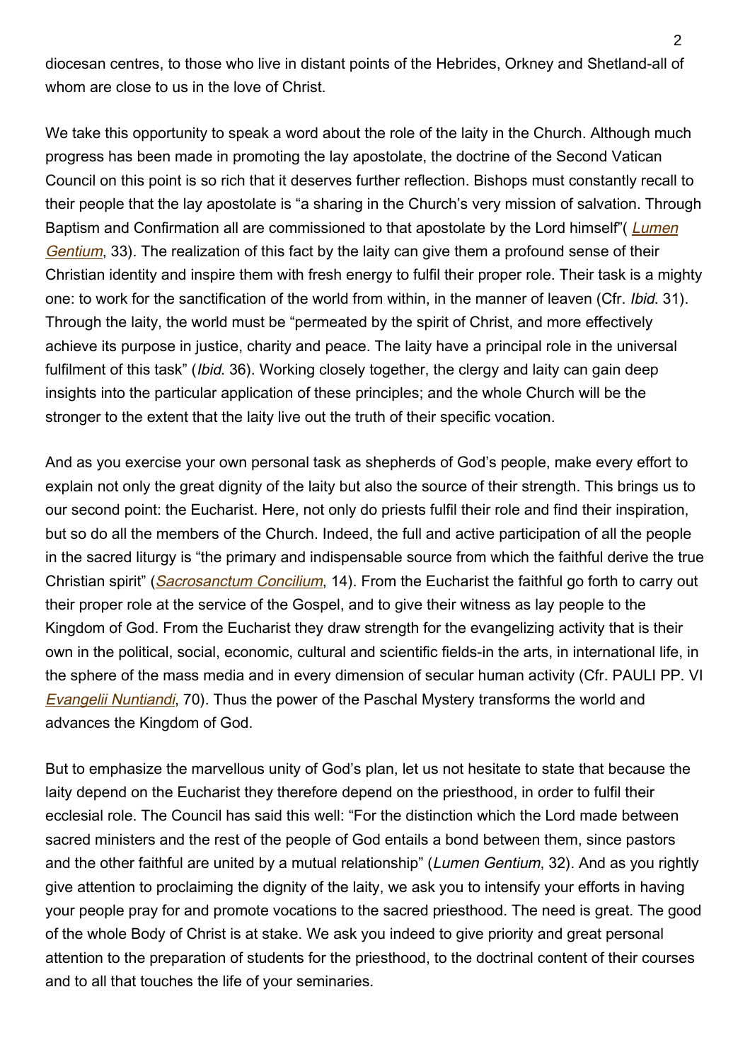diocesan centres, to those who live in distant points of the Hebrides, Orkney and Shetland-all of whom are close to us in the love of Christ.

We take this opportunity to speak a word about the role of the laity in the Church. Although much progress has been made in promoting the lay apostolate, the doctrine of the Second Vatican Council on this point is so rich that it deserves further reflection. Bishops must constantly recall to their people that the lay apostolate is "a sharing in the Church's very mission of salvation. Through Baptism and Confirmation all are commissioned to that apostolate by the Lord himself"( *Lumen Gentium*, 33). The realization of this fact by the laity can give them a profound sense of their Christian identity and inspire them with fresh energy to fulfil their proper role. Their task is a mighty one: to work for the sanctification of the world from within, in the manner of leaven (Cfr. *Ibid.* 31). Through the laity, the world must be "permeated by the spirit of Christ, and more effectively achieve its purpose in justice, charity and peace. The laity have a principal role in the universal fulfilment of this task" (*Ibid.* 36). Working closely together, the clergy and laity can gain deep insights into the particular application of these principles; and the whole Church will be the stronger to the extent that the laity live out the truth of their specific vocation.

And as you exercise your own personal task as shepherds of God's people, make every effort to explain not only the great dignity of the laity but also the source of their strength. This brings us to our second point: the Eucharist. Here, not only do priests fulfil their role and find their inspiration, but so do all the members of the Church. Indeed, the full and active participation of all the people in the sacred liturgy is "the primary and indispensable source from which the faithful derive the true Christian spirit" (*Sacrosanctum Concilium*, 14). From the Eucharist the faithful go forth to carry out their proper role at the service of the Gospel, and to give their witness as lay people to the Kingdom of God. From the Eucharist they draw strength for the evangelizing activity that is their own in the political, social, economic, cultural and scientific fields-in the arts, in international life, in the sphere of the mass media and in every dimension of secular human activity (Cfr. PAULI PP. VI *Evangelii Nuntiandi*, 70). Thus the power of the Paschal Mystery transforms the world and advances the Kingdom of God.

But to emphasize the marvellous unity of God's plan, let us not hesitate to state that because the laity depend on the Eucharist they therefore depend on the priesthood, in order to fulfil their ecclesial role. The Council has said this well: "For the distinction which the Lord made between sacred ministers and the rest of the people of God entails a bond between them, since pastors and the other faithful are united by a mutual relationship" (*Lumen Gentium*, 32). And as you rightly give attention to proclaiming the dignity of the laity, we ask you to intensify your efforts in having your people pray for and promote vocations to the sacred priesthood. The need is great. The good of the whole Body of Christ is at stake. We ask you indeed to give priority and great personal attention to the preparation of students for the priesthood, to the doctrinal content of their courses and to all that touches the life of your seminaries.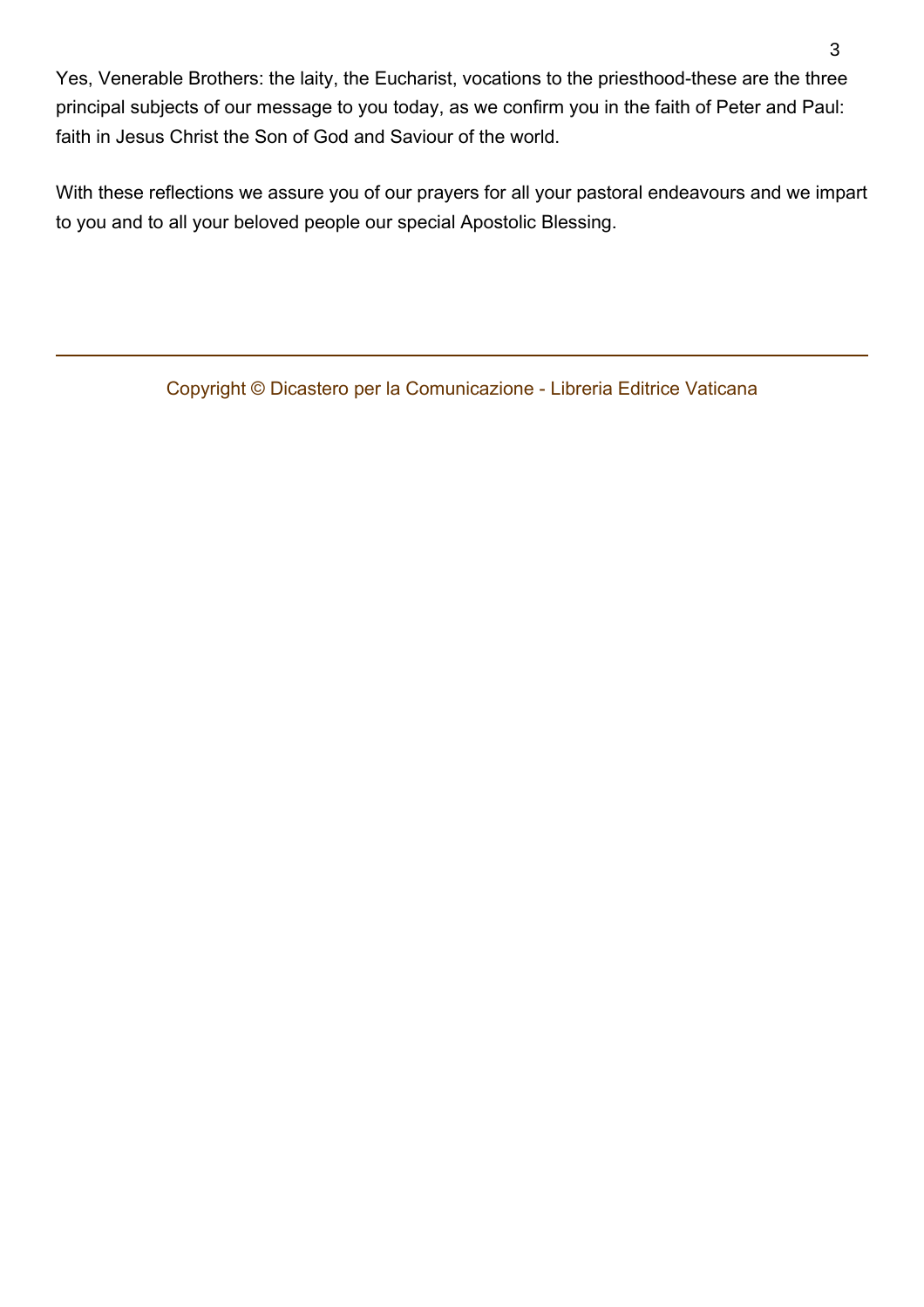Yes, Venerable Brothers: the laity, the Eucharist, vocations to the priesthood-these are the three principal subjects of our message to you today, as we confirm you in the faith of Peter and Paul: faith in Jesus Christ the Son of God and Saviour of the world.

With these reflections we assure you of our prayers for all your pastoral endeavours and we impart to you and to all your beloved people our special Apostolic Blessing.

---

Copyright © Dicastero per la Comunicazione - Libreria Editrice Vaticana